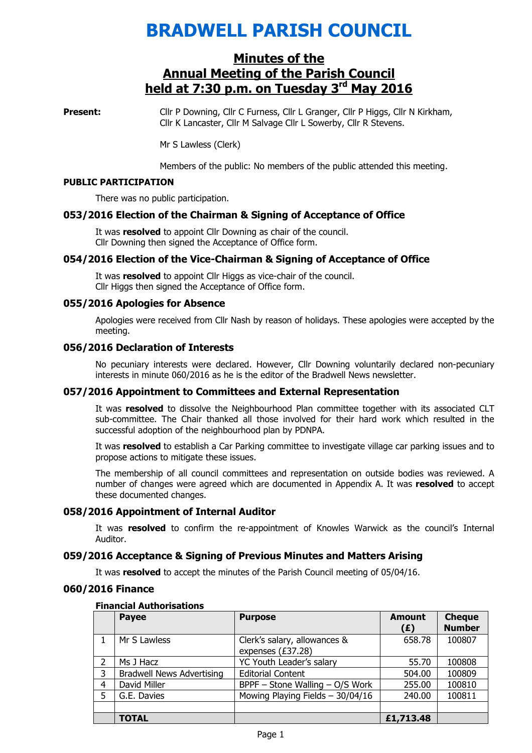# BRADWELL PARISH COUNCIL

## Minutes of the Annual Meeting of the Parish Council held at 7:30 p.m. on Tuesday 3rd May 2016

**Present:** Cllr P Downing, Cllr C Furness, Cllr L Granger, Cllr P Higgs, Cllr N Kirkham, Cllr K Lancaster, Cllr M Salvage Cllr L Sowerby, Cllr R Stevens.

Mr S Lawless (Clerk)

Members of the public: No members of the public attended this meeting.

**PUBLIC PARTICIPATION**

There was no public participation.

### 053/2016 Election of the Chairman & Signing of Acceptance of Office

It was **resolved** to appoint Cllr Downing as chair of the council.
Cllr Downing then signed the Acceptance of Office form.

### 054/2016 Election of the Vice-Chairman & Signing of Acceptance of Office

It was **resolved** to appoint Cllr Higgs as vice-chair of the council.
Cllr Higgs then signed the Acceptance of Office form.

### 055/2016 Apologies for Absence

Apologies were received from Cllr Nash by reason of holidays. These apologies were accepted by the meeting.

### 056/2016 Declaration of Interests

No pecuniary interests were declared. However, Cllr Downing voluntarily declared non-pecuniary interests in minute 060/2016 as he is the editor of the Bradwell News newsletter.

### 057/2016 Appointment to Committees and External Representation

It was **resolved** to dissolve the Neighbourhood Plan committee together with its associated CLT sub-committee. The Chair thanked all those involved for their hard work which resulted in the successful adoption of the neighbourhood plan by PDNPA.

It was **resolved** to establish a Car Parking committee to investigate village car parking issues and to propose actions to mitigate these issues.

The membership of all council committees and representation on outside bodies was reviewed. A number of changes were agreed which are documented in Appendix A. It was **resolved** to accept these documented changes.

### 058/2016 Appointment of Internal Auditor

It was **resolved** to confirm the re-appointment of Knowles Warwick as the council's Internal Auditor.

### 059/2016 Acceptance & Signing of Previous Minutes and Matters Arising

It was **resolved** to accept the minutes of the Parish Council meeting of 05/04/16.

### 060/2016 Finance

**Financial Authorisations**

| | Payee | Purpose | Amount (£) | Cheque Number |
|---|---|---|---|---|
| 1 | Mr S Lawless | Clerk's salary, allowances & expenses (£37.28) | 658.78 | 100807 |
| 2 | Ms J Hacz | YC Youth Leader's salary | 55.70 | 100808 |
| 3 | Bradwell News Advertising | Editorial Content | 504.00 | 100809 |
| 4 | David Miller | BPPF – Stone Walling – O/S Work | 255.00 | 100810 |
| 5 | G.E. Davies | Mowing Playing Fields – 30/04/16 | 240.00 | 100811 |
| | | | | |
| | **TOTAL** | | **£1,713.48** | |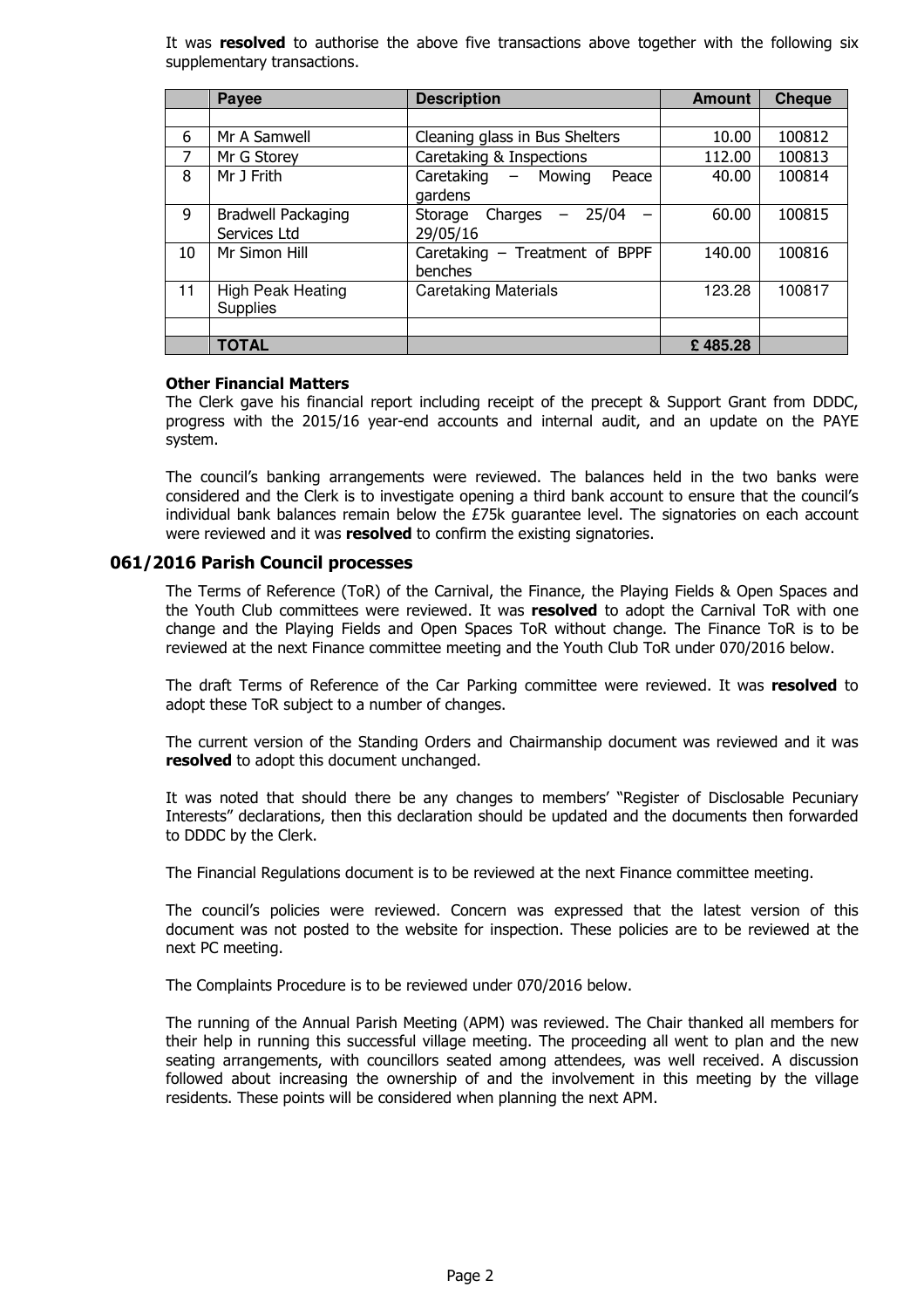It was **resolved** to authorise the above five transactions above together with the following six supplementary transactions.

| | Payee | Description | Amount | Cheque |
|---|---|---|---|---|
| | | | | |
| 6 | Mr A Samwell | Cleaning glass in Bus Shelters | 10.00 | 100812 |
| 7 | Mr G Storey | Caretaking & Inspections | 112.00 | 100813 |
| 8 | Mr J Frith | Caretaking – Mowing Peace gardens | 40.00 | 100814 |
| 9 | Bradwell Packaging Services Ltd | Storage Charges – 25/04 – 29/05/16 | 60.00 | 100815 |
| 10 | Mr Simon Hill | Caretaking – Treatment of BPPF benches | 140.00 | 100816 |
| 11 | High Peak Heating Supplies | Caretaking Materials | 123.28 | 100817 |
| | | | | |
| | **TOTAL** | | **£ 485.28** | |

**Other Financial Matters**

The Clerk gave his financial report including receipt of the precept & Support Grant from DDDC, progress with the 2015/16 year-end accounts and internal audit, and an update on the PAYE system.

The council's banking arrangements were reviewed. The balances held in the two banks were considered and the Clerk is to investigate opening a third bank account to ensure that the council's individual bank balances remain below the £75k guarantee level. The signatories on each account were reviewed and it was **resolved** to confirm the existing signatories.

### 061/2016 Parish Council processes

The Terms of Reference (ToR) of the Carnival, the Finance, the Playing Fields & Open Spaces and the Youth Club committees were reviewed. It was **resolved** to adopt the Carnival ToR with one change and the Playing Fields and Open Spaces ToR without change. The Finance ToR is to be reviewed at the next Finance committee meeting and the Youth Club ToR under 070/2016 below.

The draft Terms of Reference of the Car Parking committee were reviewed. It was **resolved** to adopt these ToR subject to a number of changes.

The current version of the Standing Orders and Chairmanship document was reviewed and it was **resolved** to adopt this document unchanged.

It was noted that should there be any changes to members' "Register of Disclosable Pecuniary Interests" declarations, then this declaration should be updated and the documents then forwarded to DDDC by the Clerk.

The Financial Regulations document is to be reviewed at the next Finance committee meeting.

The council's policies were reviewed. Concern was expressed that the latest version of this document was not posted to the website for inspection. These policies are to be reviewed at the next PC meeting.

The Complaints Procedure is to be reviewed under 070/2016 below.

The running of the Annual Parish Meeting (APM) was reviewed. The Chair thanked all members for their help in running this successful village meeting. The proceeding all went to plan and the new seating arrangements, with councillors seated among attendees, was well received. A discussion followed about increasing the ownership of and the involvement in this meeting by the village residents. These points will be considered when planning the next APM.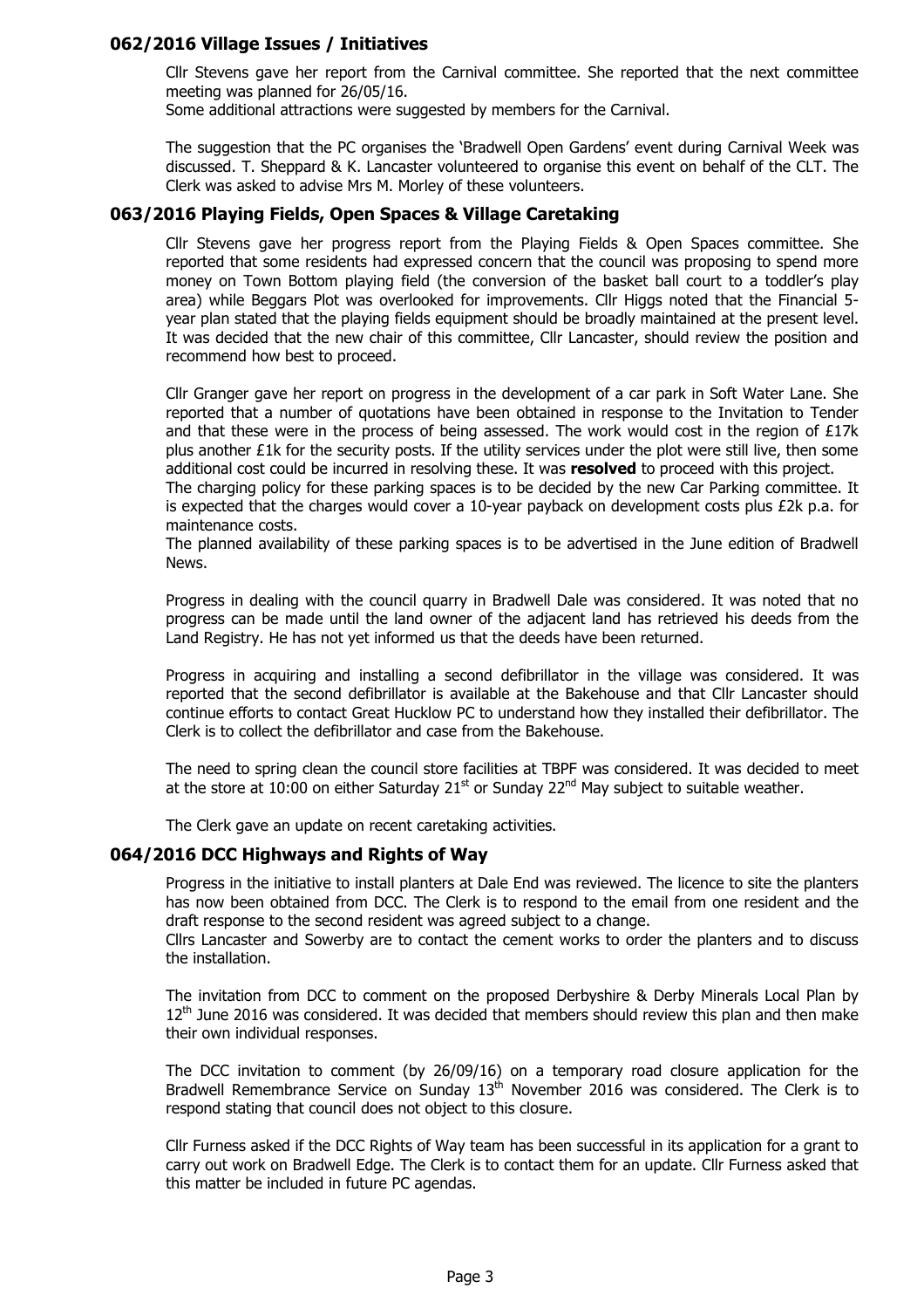### 062/2016 Village Issues / Initiatives

Cllr Stevens gave her report from the Carnival committee. She reported that the next committee meeting was planned for 26/05/16.
Some additional attractions were suggested by members for the Carnival.

The suggestion that the PC organises the 'Bradwell Open Gardens' event during Carnival Week was discussed. T. Sheppard & K. Lancaster volunteered to organise this event on behalf of the CLT. The Clerk was asked to advise Mrs M. Morley of these volunteers.

### 063/2016 Playing Fields, Open Spaces & Village Caretaking

Cllr Stevens gave her progress report from the Playing Fields & Open Spaces committee. She reported that some residents had expressed concern that the council was proposing to spend more money on Town Bottom playing field (the conversion of the basket ball court to a toddler's play area) while Beggars Plot was overlooked for improvements. Cllr Higgs noted that the Financial 5-year plan stated that the playing fields equipment should be broadly maintained at the present level. It was decided that the new chair of this committee, Cllr Lancaster, should review the position and recommend how best to proceed.

Cllr Granger gave her report on progress in the development of a car park in Soft Water Lane. She reported that a number of quotations have been obtained in response to the Invitation to Tender and that these were in the process of being assessed. The work would cost in the region of £17k plus another £1k for the security posts. If the utility services under the plot were still live, then some additional cost could be incurred in resolving these. It was **resolved** to proceed with this project.
The charging policy for these parking spaces is to be decided by the new Car Parking committee. It is expected that the charges would cover a 10-year payback on development costs plus £2k p.a. for maintenance costs.
The planned availability of these parking spaces is to be advertised in the June edition of Bradwell News.

Progress in dealing with the council quarry in Bradwell Dale was considered. It was noted that no progress can be made until the land owner of the adjacent land has retrieved his deeds from the Land Registry. He has not yet informed us that the deeds have been returned.

Progress in acquiring and installing a second defibrillator in the village was considered. It was reported that the second defibrillator is available at the Bakehouse and that Cllr Lancaster should continue efforts to contact Great Hucklow PC to understand how they installed their defibrillator. The Clerk is to collect the defibrillator and case from the Bakehouse.

The need to spring clean the council store facilities at TBPF was considered. It was decided to meet at the store at 10:00 on either Saturday 21st or Sunday 22nd May subject to suitable weather.

The Clerk gave an update on recent caretaking activities.

### 064/2016 DCC Highways and Rights of Way

Progress in the initiative to install planters at Dale End was reviewed. The licence to site the planters has now been obtained from DCC. The Clerk is to respond to the email from one resident and the draft response to the second resident was agreed subject to a change.
Cllrs Lancaster and Sowerby are to contact the cement works to order the planters and to discuss the installation.

The invitation from DCC to comment on the proposed Derbyshire & Derby Minerals Local Plan by 12th June 2016 was considered. It was decided that members should review this plan and then make their own individual responses.

The DCC invitation to comment (by 26/09/16) on a temporary road closure application for the Bradwell Remembrance Service on Sunday 13th November 2016 was considered. The Clerk is to respond stating that council does not object to this closure.

Cllr Furness asked if the DCC Rights of Way team has been successful in its application for a grant to carry out work on Bradwell Edge. The Clerk is to contact them for an update. Cllr Furness asked that this matter be included in future PC agendas.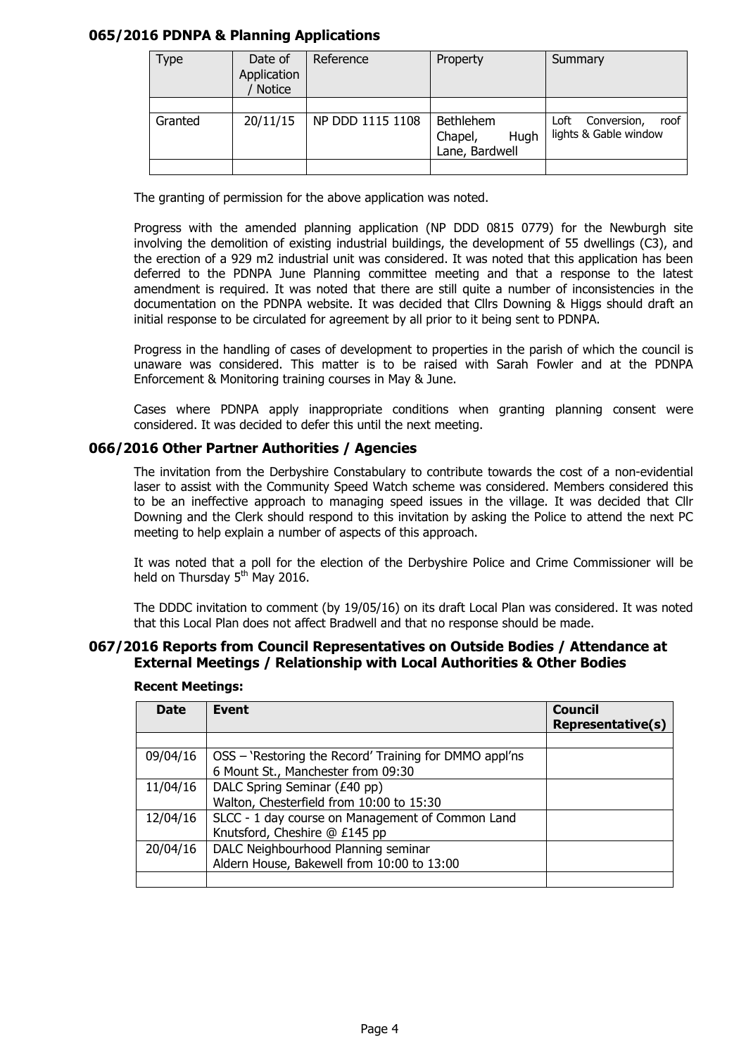### 065/2016 PDNPA & Planning Applications

| Type | Date of Application / Notice | Reference | Property | Summary |
|---|---|---|---|---|
| | | | | |
| Granted | 20/11/15 | NP DDD 1115 1108 | Bethlehem Chapel, Hugh Lane, Bardwell | Loft Conversion, roof lights & Gable window |
| | | | | |

The granting of permission for the above application was noted.

Progress with the amended planning application (NP DDD 0815 0779) for the Newburgh site involving the demolition of existing industrial buildings, the development of 55 dwellings (C3), and the erection of a 929 m2 industrial unit was considered. It was noted that this application has been deferred to the PDNPA June Planning committee meeting and that a response to the latest amendment is required. It was noted that there are still quite a number of inconsistencies in the documentation on the PDNPA website. It was decided that Cllrs Downing & Higgs should draft an initial response to be circulated for agreement by all prior to it being sent to PDNPA.

Progress in the handling of cases of development to properties in the parish of which the council is unaware was considered. This matter is to be raised with Sarah Fowler and at the PDNPA Enforcement & Monitoring training courses in May & June.

Cases where PDNPA apply inappropriate conditions when granting planning consent were considered. It was decided to defer this until the next meeting.

### 066/2016 Other Partner Authorities / Agencies

The invitation from the Derbyshire Constabulary to contribute towards the cost of a non-evidential laser to assist with the Community Speed Watch scheme was considered. Members considered this to be an ineffective approach to managing speed issues in the village. It was decided that Cllr Downing and the Clerk should respond to this invitation by asking the Police to attend the next PC meeting to help explain a number of aspects of this approach.

It was noted that a poll for the election of the Derbyshire Police and Crime Commissioner will be held on Thursday 5th May 2016.

The DDDC invitation to comment (by 19/05/16) on its draft Local Plan was considered. It was noted that this Local Plan does not affect Bradwell and that no response should be made.

### 067/2016 Reports from Council Representatives on Outside Bodies / Attendance at External Meetings / Relationship with Local Authorities & Other Bodies

**Recent Meetings:**

| Date | Event | Council Representative(s) |
|---|---|---|
| | | |
| 09/04/16 | OSS – 'Restoring the Record' Training for DMMO appl'ns<br>6 Mount St., Manchester from 09:30 | |
| 11/04/16 | DALC Spring Seminar (£40 pp)<br>Walton, Chesterfield from 10:00 to 15:30 | |
| 12/04/16 | SLCC - 1 day course on Management of Common Land<br>Knutsford, Cheshire @ £145 pp | |
| 20/04/16 | DALC Neighbourhood Planning seminar<br>Aldern House, Bakewell from 10:00 to 13:00 | |
| | | |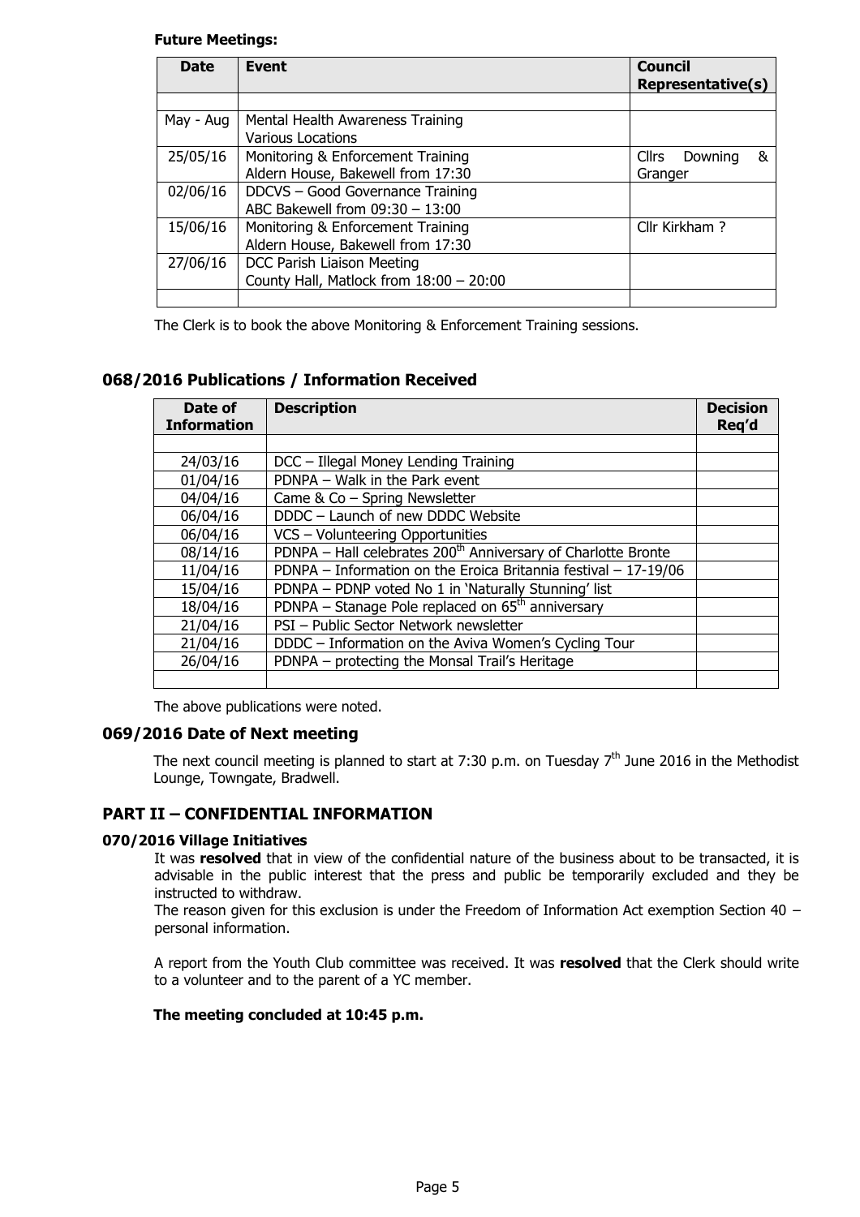**Future Meetings:**

| Date | Event | Council Representative(s) |
|---|---|---|
| | | |
| May - Aug | Mental Health Awareness Training<br>Various Locations | |
| 25/05/16 | Monitoring & Enforcement Training<br>Aldern House, Bakewell from 17:30 | Cllrs Downing & Granger |
| 02/06/16 | DDCVS – Good Governance Training<br>ABC Bakewell from 09:30 – 13:00 | |
| 15/06/16 | Monitoring & Enforcement Training<br>Aldern House, Bakewell from 17:30 | Cllr Kirkham ? |
| 27/06/16 | DCC Parish Liaison Meeting<br>County Hall, Matlock from 18:00 – 20:00 | |
| | | |

The Clerk is to book the above Monitoring & Enforcement Training sessions.

## 068/2016 Publications / Information Received

| Date of Information | Description | Decision Req'd |
|---|---|---|
| | | |
| 24/03/16 | DCC – Illegal Money Lending Training | |
| 01/04/16 | PDNPA – Walk in the Park event | |
| 04/04/16 | Came & Co – Spring Newsletter | |
| 06/04/16 | DDDC – Launch of new DDDC Website | |
| 06/04/16 | VCS – Volunteering Opportunities | |
| 08/14/16 | PDNPA – Hall celebrates 200th Anniversary of Charlotte Bronte | |
| 11/04/16 | PDNPA – Information on the Eroica Britannia festival – 17-19/06 | |
| 15/04/16 | PDNPA – PDNP voted No 1 in 'Naturally Stunning' list | |
| 18/04/16 | PDNPA – Stanage Pole replaced on 65th anniversary | |
| 21/04/16 | PSI – Public Sector Network newsletter | |
| 21/04/16 | DDDC – Information on the Aviva Women's Cycling Tour | |
| 26/04/16 | PDNPA – protecting the Monsal Trail's Heritage | |
| | | |

The above publications were noted.

## 069/2016 Date of Next meeting

The next council meeting is planned to start at 7:30 p.m. on Tuesday 7th June 2016 in the Methodist Lounge, Towngate, Bradwell.

## PART II – CONFIDENTIAL INFORMATION

### 070/2016 Village Initiatives

It was **resolved** that in view of the confidential nature of the business about to be transacted, it is advisable in the public interest that the press and public be temporarily excluded and they be instructed to withdraw.
The reason given for this exclusion is under the Freedom of Information Act exemption Section 40 – personal information.

A report from the Youth Club committee was received. It was **resolved** that the Clerk should write to a volunteer and to the parent of a YC member.

**The meeting concluded at 10:45 p.m.**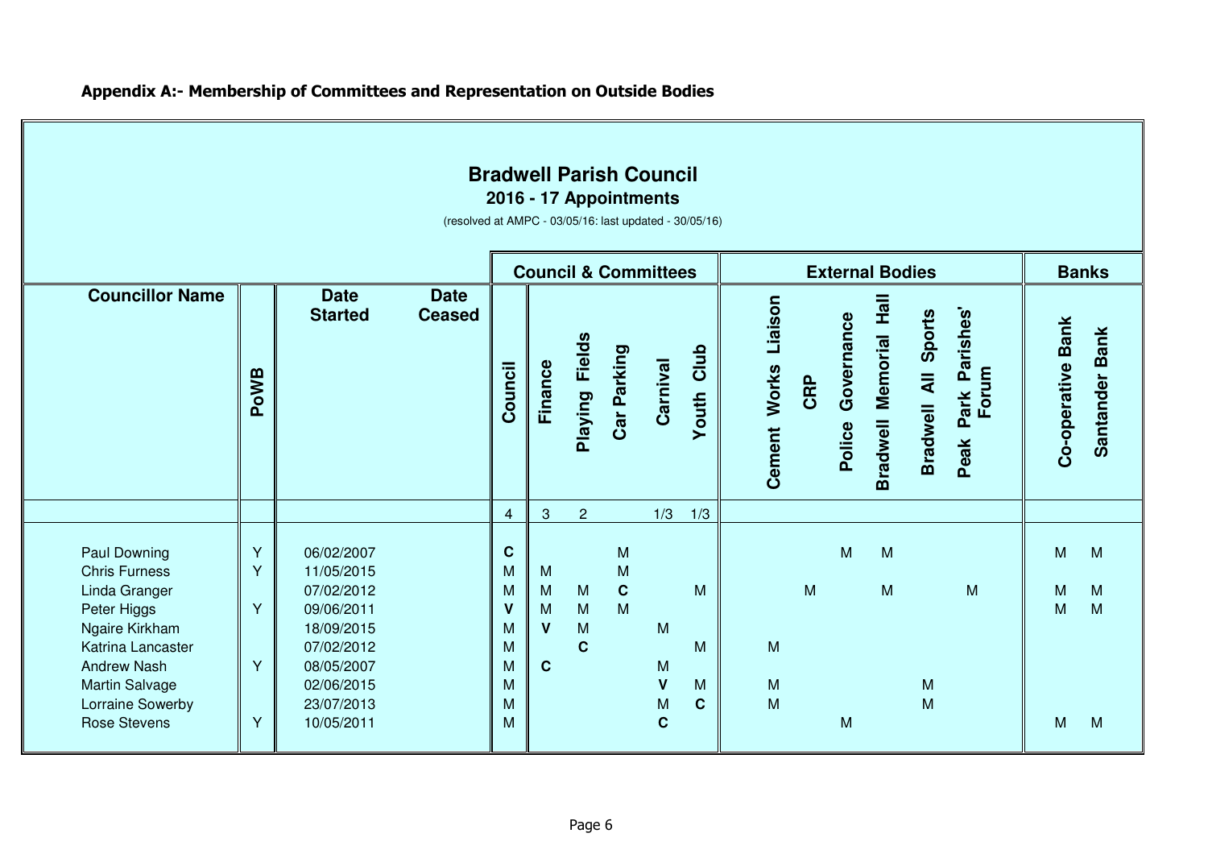**Appendix A:- Membership of Committees and Representation on Outside Bodies**

## Bradwell Parish Council

### 2016 - 17 Appointments

(resolved at AMPC - 03/05/16: last updated - 30/05/16)

| | | | | Council & Committees | | | | | | External Bodies | | | | | | Banks | |
|---|---|---|---|---|---|---|---|---|---|---|---|---|---|---|---|---|---|
| **Councillor Name** | **PoWB** | **Date Started** | **Date Ceased** | **Council** | **Finance** | **Playing Fields** | **Car Parking** | **Carnival** | **Youth Club** | **Cement Works Liaison** | **CRP** | **Police Governance** | **Bradwell Memorial Hall** | **Bradwell All Sports** | **Peak Park Parishes' Forum** | **Co-operative Bank** | **Santander Bank** |
| | | | | 4 | 3 | 2 | | 1/3 | 1/3 | | | | | | | | |
| Paul Downing | Y | 06/02/2007 | | **C** | | | M | | | | | M | M | | | M | M |
| Chris Furness | Y | 11/05/2015 | | M | M | | M | | | | | | | | | | |
| Linda Granger | | 07/02/2012 | | M | M | M | **C** | | M | | M | | M | | M | M | M |
| Peter Higgs | Y | 09/06/2011 | | **V** | M | M | M | | | | | | | | | M | M |
| Ngaire Kirkham | | 18/09/2015 | | M | **V** | M | | M | | | | | | | | | |
| Katrina Lancaster | | 07/02/2012 | | M | | **C** | | | M | M | | | | | | | |
| Andrew Nash | Y | 08/05/2007 | | M | **C** | | | M | | | | | | | | | |
| Martin Salvage | | 02/06/2015 | | M | | | | **V** | M | M | | | | M | | | |
| Lorraine Sowerby | | 23/07/2013 | | M | | | | M | **C** | M | | | | M | | | |
| Rose Stevens | Y | 10/05/2011 | | M | | | | **C** | | | | M | | | | M | M |